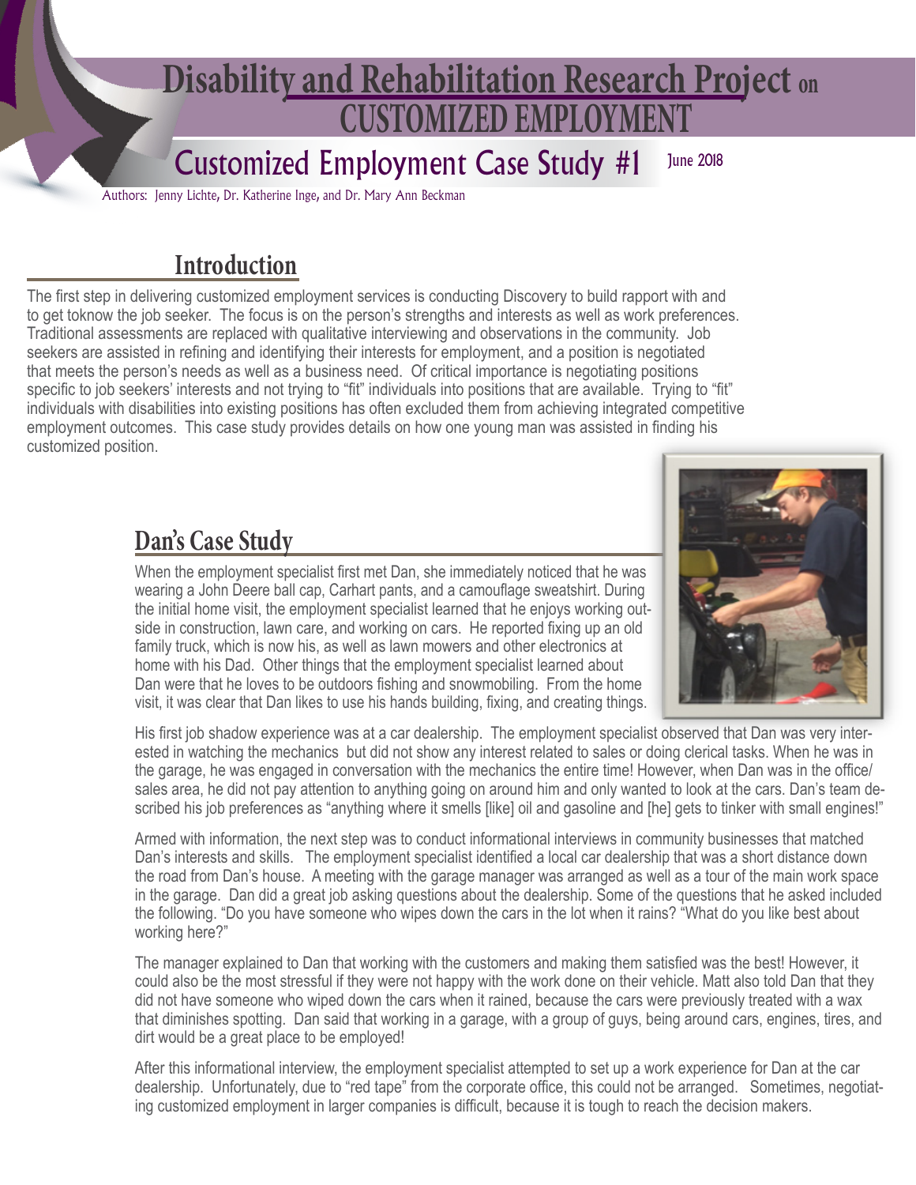# Disability and Rehabilitation Research Project on CUSTOMIZED EMPLOYMENT

## Customized Employment Case Study #1

June 2018

Authors: Jenny Lichte, Dr. Katherine Inge, and Dr. Mary Ann Beckman

## Introduction

The first step in delivering customized employment services is conducting Discovery to build rapport with and to get toknow the job seeker. The focus is on the person's strengths and interests as well as work preferences. Traditional assessments are replaced with qualitative interviewing and observations in the community. Job seekers are assisted in refining and identifying their interests for employment, and a position is negotiated that meets the person's needs as well as a business need. Of critical importance is negotiating positions specific to job seekers' interests and not trying to "fit" individuals into positions that are available. Trying to "fit" individuals with disabilities into existing positions has often excluded them from achieving integrated competitive employment outcomes. This case study provides details on how one young man was assisted in finding his customized position.

## Dan's Case Study

When the employment specialist first met Dan, she immediately noticed that he was wearing a John Deere ball cap, Carhart pants, and a camouflage sweatshirt. During the initial home visit, the employment specialist learned that he enjoys working outside in construction, lawn care, and working on cars. He reported fixing up an old family truck, which is now his, as well as lawn mowers and other electronics at home with his Dad. Other things that the employment specialist learned about Dan were that he loves to be outdoors fishing and snowmobiling. From the home visit, it was clear that Dan likes to use his hands building, fixing, and creating things.

His first job shadow experience was at a car dealership. The employment specialist observed that Dan was very interested in watching the mechanics but did not show any interest related to sales or doing clerical tasks. When he was in the garage, he was engaged in conversation with the mechanics the entire time! However, when Dan was in the office/sales area, he did not pay attention to anything going on around him and only wanted to look at the cars. Dan's team described his job preferences as "anything where it smells [like] oil and gasoline and [he] gets to tinker with small engines!"

Armed with information, the next step was to conduct informational interviews in community businesses that matched Dan's interests and skills. The employment specialist identified a local car dealership that was a short distance down the road from Dan's house. A meeting with the garage manager was arranged as well as a tour of the main work space in the garage. Dan did a great job asking questions about the dealership. Some of the questions that he asked included the following. "Do you have someone who wipes down the cars in the lot when it rains? "What do you like best about working here?"

The manager explained to Dan that working with the customers and making them satisfied was the best! However, it could also be the most stressful if they were not happy with the work done on their vehicle. Matt also told Dan that they did not have someone who wiped down the cars when it rained, because the cars were previously treated with a wax that diminishes spotting. Dan said that working in a garage, with a group of guys, being around cars, engines, tires, and dirt would be a great place to be employed!

After this informational interview, the employment specialist attempted to set up a work experience for Dan at the car dealership. Unfortunately, due to "red tape" from the corporate office, this could not be arranged. Sometimes, negotiating customized employment in larger companies is difficult, because it is tough to reach the decision makers.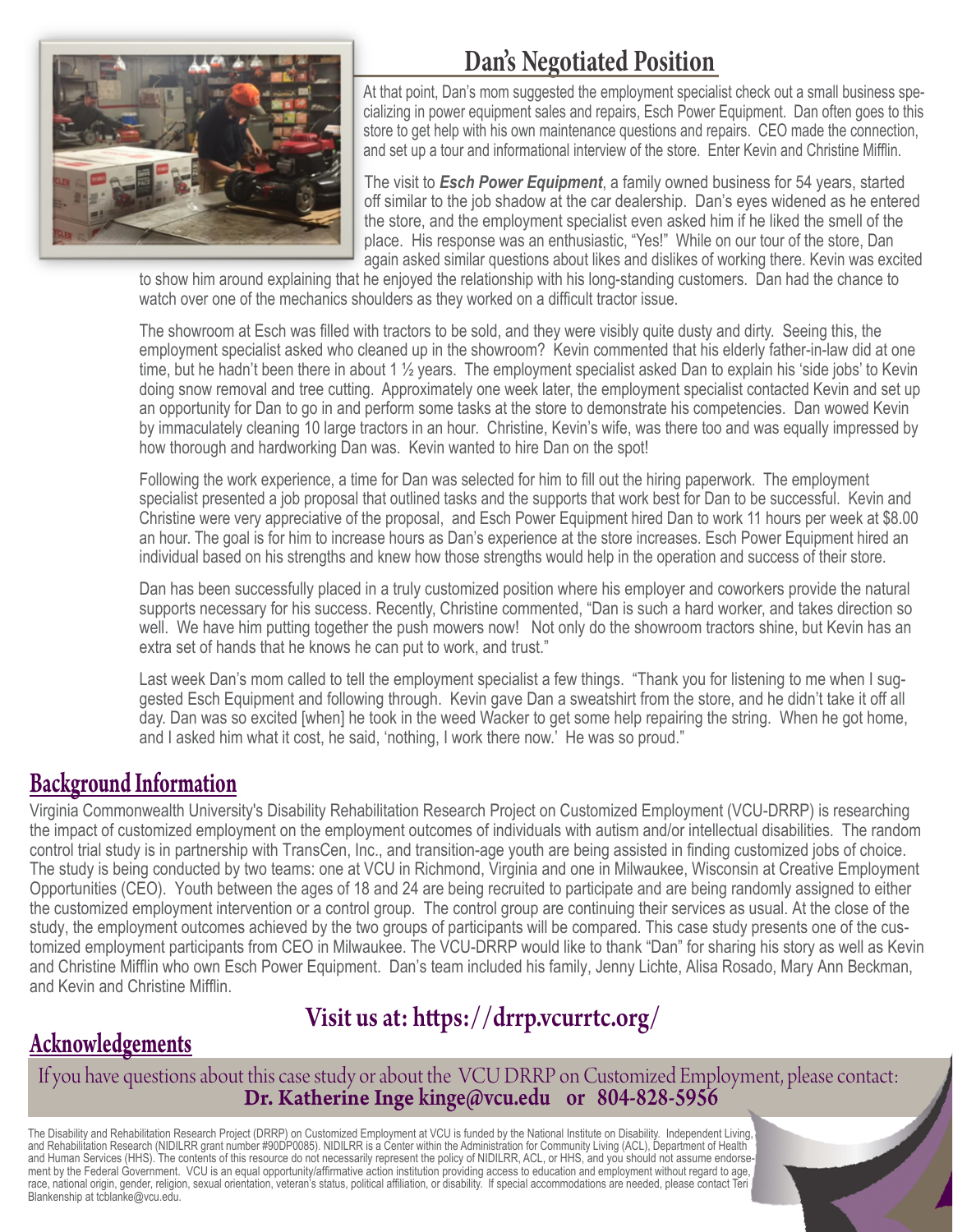## Dan's Negotiated Position

At that point, Dan's mom suggested the employment specialist check out a small business specializing in power equipment sales and repairs, Esch Power Equipment. Dan often goes to this store to get help with his own maintenance questions and repairs. CEO made the connection, and set up a tour and informational interview of the store. Enter Kevin and Christine Mifflin.

The visit to ***Esch Power Equipment***, a family owned business for 54 years, started off similar to the job shadow at the car dealership. Dan's eyes widened as he entered the store, and the employment specialist even asked him if he liked the smell of the place. His response was an enthusiastic, "Yes!" While on our tour of the store, Dan again asked similar questions about likes and dislikes of working there. Kevin was excited to show him around explaining that he enjoyed the relationship with his long-standing customers. Dan had the chance to watch over one of the mechanics shoulders as they worked on a difficult tractor issue.

The showroom at Esch was filled with tractors to be sold, and they were visibly quite dusty and dirty. Seeing this, the employment specialist asked who cleaned up in the showroom? Kevin commented that his elderly father-in-law did at one time, but he hadn't been there in about 1 ½ years. The employment specialist asked Dan to explain his 'side jobs' to Kevin doing snow removal and tree cutting. Approximately one week later, the employment specialist contacted Kevin and set up an opportunity for Dan to go in and perform some tasks at the store to demonstrate his competencies. Dan wowed Kevin by immaculately cleaning 10 large tractors in an hour. Christine, Kevin's wife, was there too and was equally impressed by how thorough and hardworking Dan was. Kevin wanted to hire Dan on the spot!

Following the work experience, a time for Dan was selected for him to fill out the hiring paperwork. The employment specialist presented a job proposal that outlined tasks and the supports that work best for Dan to be successful. Kevin and Christine were very appreciative of the proposal, and Esch Power Equipment hired Dan to work 11 hours per week at $8.00 an hour. The goal is for him to increase hours as Dan's experience at the store increases. Esch Power Equipment hired an individual based on his strengths and knew how those strengths would help in the operation and success of their store.

Dan has been successfully placed in a truly customized position where his employer and coworkers provide the natural supports necessary for his success. Recently, Christine commented, "Dan is such a hard worker, and takes direction so well. We have him putting together the push mowers now! Not only do the showroom tractors shine, but Kevin has an extra set of hands that he knows he can put to work, and trust."

Last week Dan's mom called to tell the employment specialist a few things. "Thank you for listening to me when I suggested Esch Equipment and following through. Kevin gave Dan a sweatshirt from the store, and he didn't take it off all day. Dan was so excited [when] he took in the weed Wacker to get some help repairing the string. When he got home, and I asked him what it cost, he said, 'nothing, I work there now.' He was so proud."

## Background Information

Virginia Commonwealth University's Disability Rehabilitation Research Project on Customized Employment (VCU-DRRP) is researching the impact of customized employment on the employment outcomes of individuals with autism and/or intellectual disabilities. The random control trial study is in partnership with TransCen, Inc., and transition-age youth are being assisted in finding customized jobs of choice. The study is being conducted by two teams: one at VCU in Richmond, Virginia and one in Milwaukee, Wisconsin at Creative Employment Opportunities (CEO). Youth between the ages of 18 and 24 are being recruited to participate and are being randomly assigned to either the customized employment intervention or a control group. The control group are continuing their services as usual. At the close of the study, the employment outcomes achieved by the two groups of participants will be compared. This case study presents one of the customized employment participants from CEO in Milwaukee. The VCU-DRRP would like to thank "Dan" for sharing his story as well as Kevin and Christine Mifflin who own Esch Power Equipment. Dan's team included his family, Jenny Lichte, Alisa Rosado, Mary Ann Beckman, and Kevin and Christine Mifflin.

## Visit us at: https://drrp.vcurrtc.org/

## Acknowledgements

If you have questions about this case study or about the VCU DRRP on Customized Employment, please contact:
**Dr. Katherine Inge kinge@vcu.edu or 804-828-5956**

The Disability and Rehabilitation Research Project (DRRP) on Customized Employment at VCU is funded by the National Institute on Disability, Independent Living, and Rehabilitation Research (NIDILRR grant number #90DP0085). NIDILRR is a Center within the Administration for Community Living (ACL), Department of Health and Human Services (HHS). The contents of this resource do not necessarily represent the policy of NIDILRR, ACL, or HHS, and you should not assume endorsement by the Federal Government. VCU is an equal opportunity/affirmative action institution providing access to education and employment without regard to age, race, national origin, gender, religion, sexual orientation, veteran's status, political affiliation, or disability. If special accommodations are needed, please contact Teri Blankenship at tcblanke@vcu.edu.